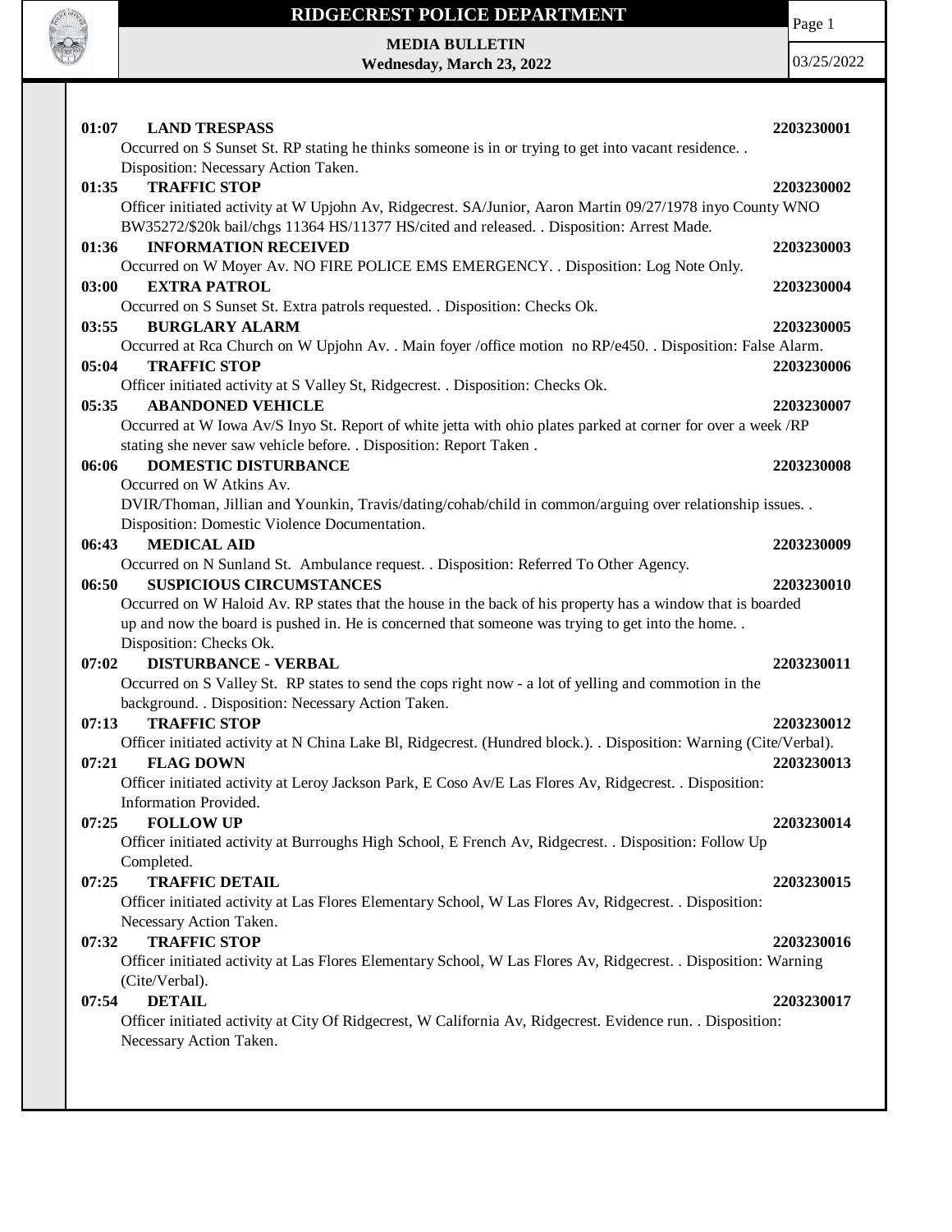# RIDGECREST POLICE DEPARTMENT

**MEDIA BULLETIN**
**Wednesday, March 23, 2022**

03/25/2022

**01:07 LAND TRESPASS** **2203230001**
Occurred on S Sunset St. RP stating he thinks someone is in or trying to get into vacant residence. . Disposition: Necessary Action Taken.

**01:35 TRAFFIC STOP** **2203230002**
Officer initiated activity at W Upjohn Av, Ridgecrest. SA/Junior, Aaron Martin 09/27/1978 inyo County WNO BW35272/$20k bail/chgs 11364 HS/11377 HS/cited and released. . Disposition: Arrest Made.

**01:36 INFORMATION RECEIVED** **2203230003**
Occurred on W Moyer Av. NO FIRE POLICE EMS EMERGENCY. . Disposition: Log Note Only.

**03:00 EXTRA PATROL** **2203230004**
Occurred on S Sunset St. Extra patrols requested. . Disposition: Checks Ok.

**03:55 BURGLARY ALARM** **2203230005**
Occurred at Rca Church on W Upjohn Av. . Main foyer /office motion no RP/e450. . Disposition: False Alarm.

**05:04 TRAFFIC STOP** **2203230006**
Officer initiated activity at S Valley St, Ridgecrest. . Disposition: Checks Ok.

**05:35 ABANDONED VEHICLE** **2203230007**
Occurred at W Iowa Av/S Inyo St. Report of white jetta with ohio plates parked at corner for over a week /RP stating she never saw vehicle before. . Disposition: Report Taken .

**06:06 DOMESTIC DISTURBANCE** **2203230008**
Occurred on W Atkins Av.
DVIR/Thoman, Jillian and Younkin, Travis/dating/cohab/child in common/arguing over relationship issues. . Disposition: Domestic Violence Documentation.

**06:43 MEDICAL AID** **2203230009**
Occurred on N Sunland St. Ambulance request. . Disposition: Referred To Other Agency.

**06:50 SUSPICIOUS CIRCUMSTANCES** **2203230010**
Occurred on W Haloid Av. RP states that the house in the back of his property has a window that is boarded up and now the board is pushed in. He is concerned that someone was trying to get into the home. . Disposition: Checks Ok.

**07:02 DISTURBANCE - VERBAL** **2203230011**
Occurred on S Valley St. RP states to send the cops right now - a lot of yelling and commotion in the background. . Disposition: Necessary Action Taken.

**07:13 TRAFFIC STOP** **2203230012**
Officer initiated activity at N China Lake Bl, Ridgecrest. (Hundred block.). . Disposition: Warning (Cite/Verbal).

**07:21 FLAG DOWN** **2203230013**
Officer initiated activity at Leroy Jackson Park, E Coso Av/E Las Flores Av, Ridgecrest. . Disposition: Information Provided.

**07:25 FOLLOW UP** **2203230014**
Officer initiated activity at Burroughs High School, E French Av, Ridgecrest. . Disposition: Follow Up Completed.

**07:25 TRAFFIC DETAIL** **2203230015**
Officer initiated activity at Las Flores Elementary School, W Las Flores Av, Ridgecrest. . Disposition: Necessary Action Taken.

**07:32 TRAFFIC STOP** **2203230016**
Officer initiated activity at Las Flores Elementary School, W Las Flores Av, Ridgecrest. . Disposition: Warning (Cite/Verbal).

**07:54 DETAIL** **2203230017**
Officer initiated activity at City Of Ridgecrest, W California Av, Ridgecrest. Evidence run. . Disposition: Necessary Action Taken.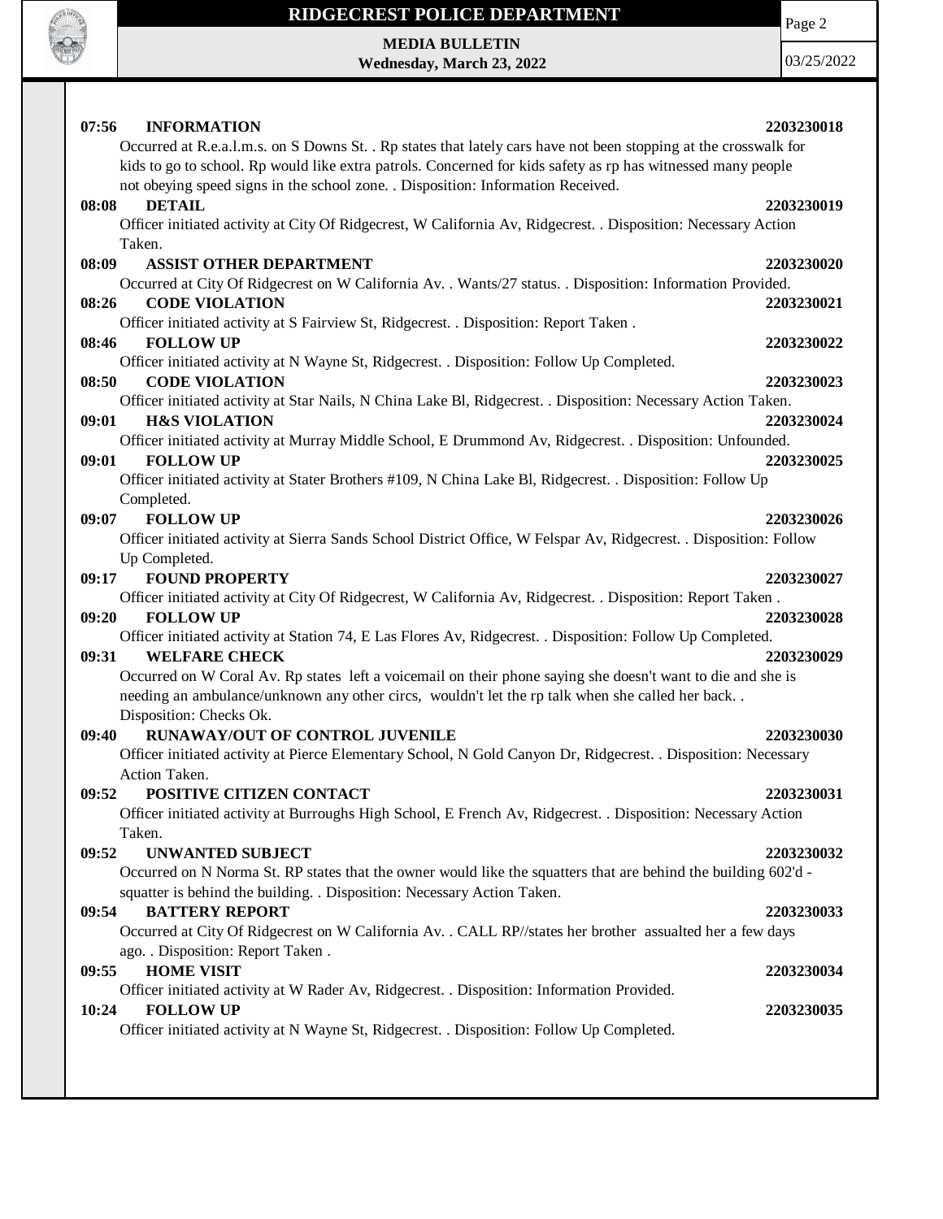**07:56 INFORMATION 2203230018**

Occurred at R.e.a.l.m.s. on S Downs St. . Rp states that lately cars have not been stopping at the crosswalk for kids to go to school. Rp would like extra patrols. Concerned for kids safety as rp has witnessed many people not obeying speed signs in the school zone. . Disposition: Information Received.

**08:08 DETAIL 2203230019**

Officer initiated activity at City Of Ridgecrest, W California Av, Ridgecrest. . Disposition: Necessary Action Taken.

**08:09 ASSIST OTHER DEPARTMENT 2203230020**

Occurred at City Of Ridgecrest on W California Av. . Wants/27 status. . Disposition: Information Provided.

**08:26 CODE VIOLATION 2203230021**

Officer initiated activity at S Fairview St, Ridgecrest. . Disposition: Report Taken .

**08:46 FOLLOW UP 2203230022**

Officer initiated activity at N Wayne St, Ridgecrest. . Disposition: Follow Up Completed.

**08:50 CODE VIOLATION 2203230023**

Officer initiated activity at Star Nails, N China Lake Bl, Ridgecrest. . Disposition: Necessary Action Taken.

**09:01 H&S VIOLATION 2203230024**

Officer initiated activity at Murray Middle School, E Drummond Av, Ridgecrest. . Disposition: Unfounded.

**09:01 FOLLOW UP 2203230025**

Officer initiated activity at Stater Brothers #109, N China Lake Bl, Ridgecrest. . Disposition: Follow Up Completed.

**09:07 FOLLOW UP 2203230026**

Officer initiated activity at Sierra Sands School District Office, W Felspar Av, Ridgecrest. . Disposition: Follow Up Completed.

**09:17 FOUND PROPERTY 2203230027**

Officer initiated activity at City Of Ridgecrest, W California Av, Ridgecrest. . Disposition: Report Taken .

**09:20 FOLLOW UP 2203230028**

Officer initiated activity at Station 74, E Las Flores Av, Ridgecrest. . Disposition: Follow Up Completed.

**09:31 WELFARE CHECK 2203230029**

Occurred on W Coral Av. Rp states left a voicemail on their phone saying she doesn't want to die and she is needing an ambulance/unknown any other circs, wouldn't let the rp talk when she called her back. . Disposition: Checks Ok.

**09:40 RUNAWAY/OUT OF CONTROL JUVENILE 2203230030**

Officer initiated activity at Pierce Elementary School, N Gold Canyon Dr, Ridgecrest. . Disposition: Necessary Action Taken.

**09:52 POSITIVE CITIZEN CONTACT 2203230031**

Officer initiated activity at Burroughs High School, E French Av, Ridgecrest. . Disposition: Necessary Action Taken.

**09:52 UNWANTED SUBJECT 2203230032**

Occurred on N Norma St. RP states that the owner would like the squatters that are behind the building 602'd - squatter is behind the building. . Disposition: Necessary Action Taken.

**09:54 BATTERY REPORT 2203230033**

Occurred at City Of Ridgecrest on W California Av. . CALL RP//states her brother assualted her a few days ago. . Disposition: Report Taken .

**09:55 HOME VISIT 2203230034**

Officer initiated activity at W Rader Av, Ridgecrest. . Disposition: Information Provided.

**10:24 FOLLOW UP 2203230035**

Officer initiated activity at N Wayne St, Ridgecrest. . Disposition: Follow Up Completed.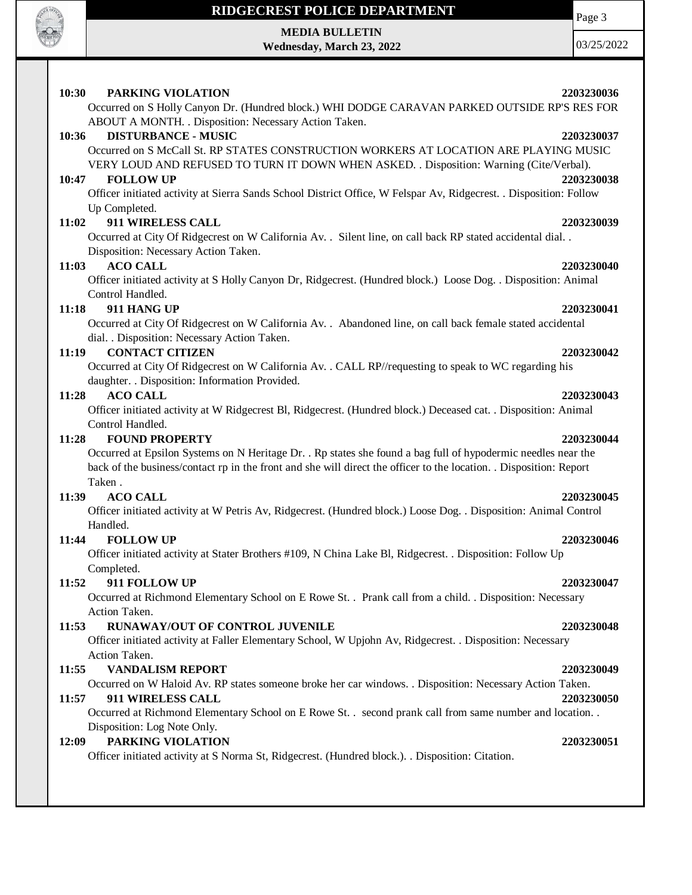**10:30 PARKING VIOLATION 2203230036**

Occurred on S Holly Canyon Dr. (Hundred block.) WHI DODGE CARAVAN PARKED OUTSIDE RP'S RES FOR ABOUT A MONTH. . Disposition: Necessary Action Taken.

**10:36 DISTURBANCE - MUSIC 2203230037**

Occurred on S McCall St. RP STATES CONSTRUCTION WORKERS AT LOCATION ARE PLAYING MUSIC VERY LOUD AND REFUSED TO TURN IT DOWN WHEN ASKED. . Disposition: Warning (Cite/Verbal).

**10:47 FOLLOW UP 2203230038**

Officer initiated activity at Sierra Sands School District Office, W Felspar Av, Ridgecrest. . Disposition: Follow Up Completed.

**11:02 911 WIRELESS CALL 2203230039**

Occurred at City Of Ridgecrest on W California Av. . Silent line, on call back RP stated accidental dial. . Disposition: Necessary Action Taken.

**11:03 ACO CALL 2203230040**

Officer initiated activity at S Holly Canyon Dr, Ridgecrest. (Hundred block.) Loose Dog. . Disposition: Animal Control Handled.

**11:18 911 HANG UP 2203230041**

Occurred at City Of Ridgecrest on W California Av. . Abandoned line, on call back female stated accidental dial. . Disposition: Necessary Action Taken.

**11:19 CONTACT CITIZEN 2203230042**

Occurred at City Of Ridgecrest on W California Av. . CALL RP//requesting to speak to WC regarding his daughter. . Disposition: Information Provided.

**11:28 ACO CALL 2203230043**

Officer initiated activity at W Ridgecrest Bl, Ridgecrest. (Hundred block.) Deceased cat. . Disposition: Animal Control Handled.

**11:28 FOUND PROPERTY 2203230044**

Occurred at Epsilon Systems on N Heritage Dr. . Rp states she found a bag full of hypodermic needles near the back of the business/contact rp in the front and she will direct the officer to the location. . Disposition: Report Taken .

**11:39 ACO CALL 2203230045**

Officer initiated activity at W Petris Av, Ridgecrest. (Hundred block.) Loose Dog. . Disposition: Animal Control Handled.

**11:44 FOLLOW UP 2203230046**

Officer initiated activity at Stater Brothers #109, N China Lake Bl, Ridgecrest. . Disposition: Follow Up Completed.

**11:52 911 FOLLOW UP 2203230047**

Occurred at Richmond Elementary School on E Rowe St. . Prank call from a child. . Disposition: Necessary Action Taken.

**11:53 RUNAWAY/OUT OF CONTROL JUVENILE 2203230048**

Officer initiated activity at Faller Elementary School, W Upjohn Av, Ridgecrest. . Disposition: Necessary Action Taken.

**11:55 VANDALISM REPORT 2203230049**

Occurred on W Haloid Av. RP states someone broke her car windows. . Disposition: Necessary Action Taken.

**11:57 911 WIRELESS CALL 2203230050**

Occurred at Richmond Elementary School on E Rowe St. . second prank call from same number and location. . Disposition: Log Note Only.

**12:09 PARKING VIOLATION 2203230051**

Officer initiated activity at S Norma St, Ridgecrest. (Hundred block.). . Disposition: Citation.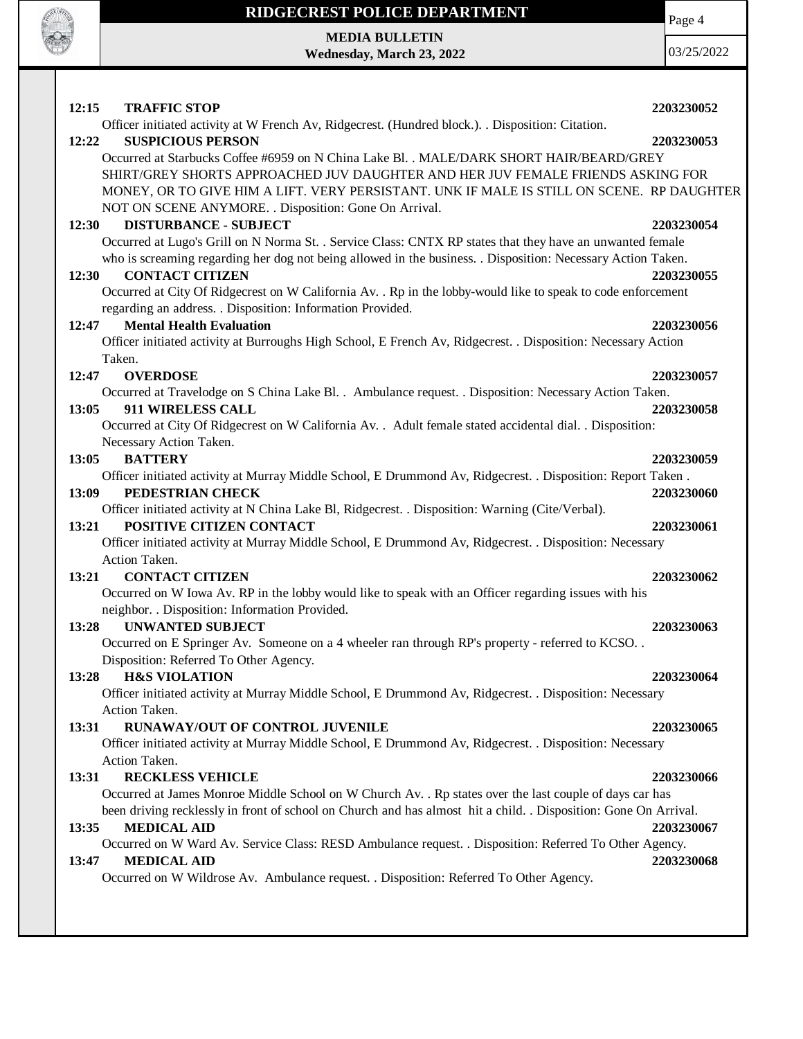**12:15 TRAFFIC STOP** **2203230052**

Officer initiated activity at W French Av, Ridgecrest. (Hundred block.). . Disposition: Citation.

**12:22 SUSPICIOUS PERSON** **2203230053**

Occurred at Starbucks Coffee #6959 on N China Lake Bl. . MALE/DARK SHORT HAIR/BEARD/GREY SHIRT/GREY SHORTS APPROACHED JUV DAUGHTER AND HER JUV FEMALE FRIENDS ASKING FOR MONEY, OR TO GIVE HIM A LIFT. VERY PERSISTANT. UNK IF MALE IS STILL ON SCENE. RP DAUGHTER NOT ON SCENE ANYMORE. . Disposition: Gone On Arrival.

**12:30 DISTURBANCE - SUBJECT** **2203230054**

Occurred at Lugo's Grill on N Norma St. . Service Class: CNTX RP states that they have an unwanted female who is screaming regarding her dog not being allowed in the business. . Disposition: Necessary Action Taken.

**12:30 CONTACT CITIZEN** **2203230055**

Occurred at City Of Ridgecrest on W California Av. . Rp in the lobby-would like to speak to code enforcement regarding an address. . Disposition: Information Provided.

**12:47 Mental Health Evaluation** **2203230056**

Officer initiated activity at Burroughs High School, E French Av, Ridgecrest. . Disposition: Necessary Action Taken.

**12:47 OVERDOSE** **2203230057**

Occurred at Travelodge on S China Lake Bl. . Ambulance request. . Disposition: Necessary Action Taken.

**13:05 911 WIRELESS CALL** **2203230058**

Occurred at City Of Ridgecrest on W California Av. . Adult female stated accidental dial. . Disposition: Necessary Action Taken.

**13:05 BATTERY** **2203230059**

Officer initiated activity at Murray Middle School, E Drummond Av, Ridgecrest. . Disposition: Report Taken .

**13:09 PEDESTRIAN CHECK** **2203230060**

Officer initiated activity at N China Lake Bl, Ridgecrest. . Disposition: Warning (Cite/Verbal).

**13:21 POSITIVE CITIZEN CONTACT** **2203230061**

Officer initiated activity at Murray Middle School, E Drummond Av, Ridgecrest. . Disposition: Necessary Action Taken.

**13:21 CONTACT CITIZEN** **2203230062**

Occurred on W Iowa Av. RP in the lobby would like to speak with an Officer regarding issues with his neighbor. . Disposition: Information Provided.

**13:28 UNWANTED SUBJECT** **2203230063**

Occurred on E Springer Av. Someone on a 4 wheeler ran through RP's property - referred to KCSO. . Disposition: Referred To Other Agency.

**13:28 H&S VIOLATION** **2203230064**

Officer initiated activity at Murray Middle School, E Drummond Av, Ridgecrest. . Disposition: Necessary Action Taken.

**13:31 RUNAWAY/OUT OF CONTROL JUVENILE** **2203230065**

Officer initiated activity at Murray Middle School, E Drummond Av, Ridgecrest. . Disposition: Necessary Action Taken.

**13:31 RECKLESS VEHICLE** **2203230066**

Occurred at James Monroe Middle School on W Church Av. . Rp states over the last couple of days car has been driving recklessly in front of school on Church and has almost hit a child. . Disposition: Gone On Arrival.

**13:35 MEDICAL AID** **2203230067**

Occurred on W Ward Av. Service Class: RESD Ambulance request. . Disposition: Referred To Other Agency.

**13:47 MEDICAL AID** **2203230068**

Occurred on W Wildrose Av. Ambulance request. . Disposition: Referred To Other Agency.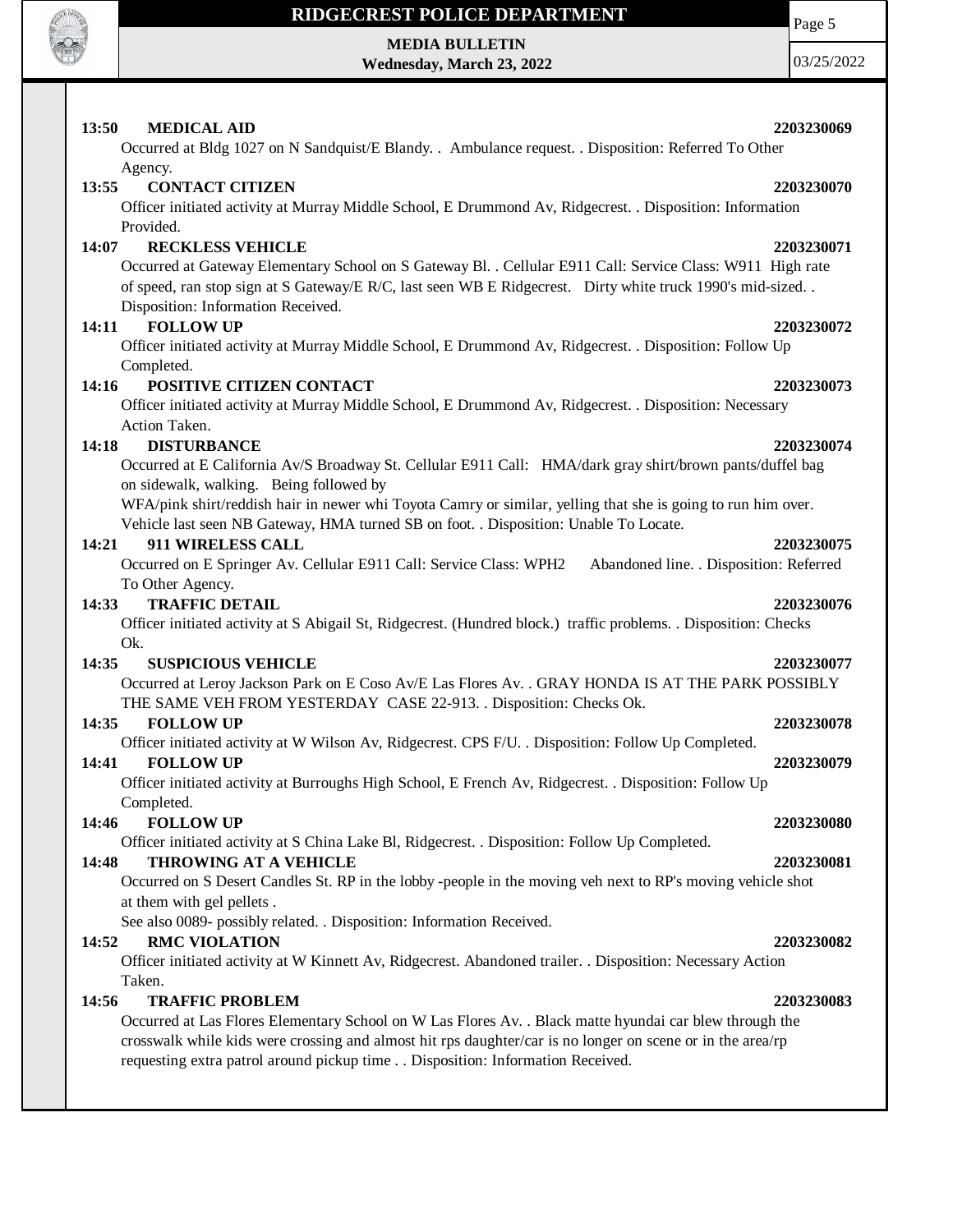**13:50 MEDICAL AID 2203230069**

Occurred at Bldg 1027 on N Sandquist/E Blandy. . Ambulance request. . Disposition: Referred To Other Agency.

**13:55 CONTACT CITIZEN 2203230070**

Officer initiated activity at Murray Middle School, E Drummond Av, Ridgecrest. . Disposition: Information Provided.

**14:07 RECKLESS VEHICLE 2203230071**

Occurred at Gateway Elementary School on S Gateway Bl. . Cellular E911 Call: Service Class: W911 High rate of speed, ran stop sign at S Gateway/E R/C, last seen WB E Ridgecrest. Dirty white truck 1990's mid-sized. . Disposition: Information Received.

**14:11 FOLLOW UP 2203230072**

Officer initiated activity at Murray Middle School, E Drummond Av, Ridgecrest. . Disposition: Follow Up Completed.

**14:16 POSITIVE CITIZEN CONTACT 2203230073**

Officer initiated activity at Murray Middle School, E Drummond Av, Ridgecrest. . Disposition: Necessary Action Taken.

**14:18 DISTURBANCE 2203230074**

Occurred at E California Av/S Broadway St. Cellular E911 Call: HMA/dark gray shirt/brown pants/duffel bag on sidewalk, walking. Being followed by

WFA/pink shirt/reddish hair in newer whi Toyota Camry or similar, yelling that she is going to run him over. Vehicle last seen NB Gateway, HMA turned SB on foot. . Disposition: Unable To Locate.

**14:21 911 WIRELESS CALL 2203230075**

Occurred on E Springer Av. Cellular E911 Call: Service Class: WPH2 Abandoned line. . Disposition: Referred To Other Agency.

**14:33 TRAFFIC DETAIL 2203230076**

Officer initiated activity at S Abigail St, Ridgecrest. (Hundred block.) traffic problems. . Disposition: Checks Ok.

**14:35 SUSPICIOUS VEHICLE 2203230077**

Occurred at Leroy Jackson Park on E Coso Av/E Las Flores Av. . GRAY HONDA IS AT THE PARK POSSIBLY THE SAME VEH FROM YESTERDAY CASE 22-913. . Disposition: Checks Ok.

**14:35 FOLLOW UP 2203230078**

Officer initiated activity at W Wilson Av, Ridgecrest. CPS F/U. . Disposition: Follow Up Completed.

**14:41 FOLLOW UP 2203230079**

Officer initiated activity at Burroughs High School, E French Av, Ridgecrest. . Disposition: Follow Up Completed.

**14:46 FOLLOW UP 2203230080**

Officer initiated activity at S China Lake Bl, Ridgecrest. . Disposition: Follow Up Completed.

**14:48 THROWING AT A VEHICLE 2203230081**

Occurred on S Desert Candles St. RP in the lobby -people in the moving veh next to RP's moving vehicle shot at them with gel pellets .

See also 0089- possibly related. . Disposition: Information Received.

**14:52 RMC VIOLATION 2203230082**

Officer initiated activity at W Kinnett Av, Ridgecrest. Abandoned trailer. . Disposition: Necessary Action Taken.

**14:56 TRAFFIC PROBLEM 2203230083**

Occurred at Las Flores Elementary School on W Las Flores Av. . Black matte hyundai car blew through the crosswalk while kids were crossing and almost hit rps daughter/car is no longer on scene or in the area/rp requesting extra patrol around pickup time . . Disposition: Information Received.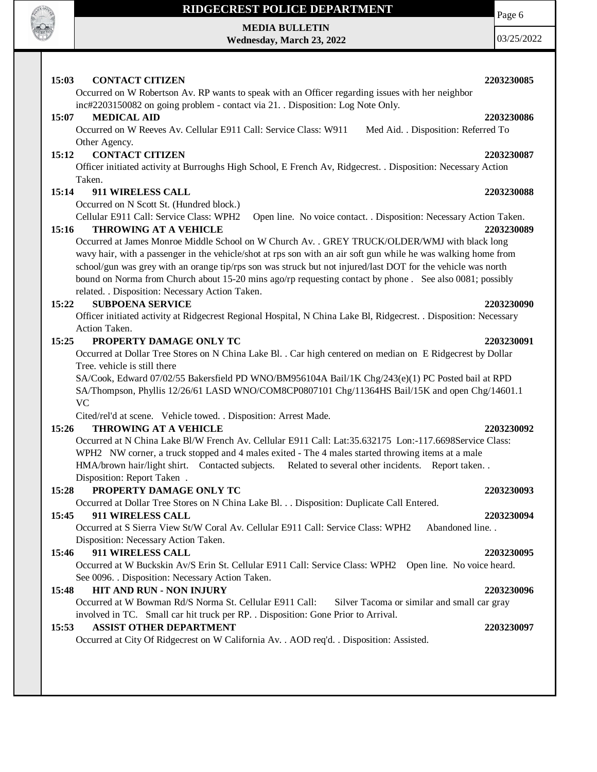**15:03 CONTACT CITIZEN 2203230085**

Occurred on W Robertson Av. RP wants to speak with an Officer regarding issues with her neighbor inc#2203150082 on going problem - contact via 21. . Disposition: Log Note Only.

**15:07 MEDICAL AID 2203230086**

Occurred on W Reeves Av. Cellular E911 Call: Service Class: W911 Med Aid. . Disposition: Referred To Other Agency.

**15:12 CONTACT CITIZEN 2203230087**

Officer initiated activity at Burroughs High School, E French Av, Ridgecrest. . Disposition: Necessary Action Taken.

**15:14 911 WIRELESS CALL 2203230088**

Occurred on N Scott St. (Hundred block.)

Cellular E911 Call: Service Class: WPH2 Open line. No voice contact. . Disposition: Necessary Action Taken.

**15:16 THROWING AT A VEHICLE 2203230089**

Occurred at James Monroe Middle School on W Church Av. . GREY TRUCK/OLDER/WMJ with black long wavy hair, with a passenger in the vehicle/shot at rps son with an air soft gun while he was walking home from school/gun was grey with an orange tip/rps son was struck but not injured/last DOT for the vehicle was north bound on Norma from Church about 15-20 mins ago/rp requesting contact by phone . See also 0081; possibly related. . Disposition: Necessary Action Taken.

**15:22 SUBPOENA SERVICE 2203230090**

Officer initiated activity at Ridgecrest Regional Hospital, N China Lake Bl, Ridgecrest. . Disposition: Necessary Action Taken.

**15:25 PROPERTY DAMAGE ONLY TC 2203230091**

Occurred at Dollar Tree Stores on N China Lake Bl. . Car high centered on median on E Ridgecrest by Dollar Tree. vehicle is still there

SA/Cook, Edward 07/02/55 Bakersfield PD WNO/BM956104A Bail/1K Chg/243(e)(1) PC Posted bail at RPD

SA/Thompson, Phyllis 12/26/61 LASD WNO/COM8CP0807101 Chg/11364HS Bail/15K and open Chg/14601.1 VC

Cited/rel'd at scene. Vehicle towed. . Disposition: Arrest Made.

**15:26 THROWING AT A VEHICLE 2203230092**

Occurred at N China Lake Bl/W French Av. Cellular E911 Call: Lat:35.632175 Lon:-117.6698Service Class: WPH2 NW corner, a truck stopped and 4 males exited - The 4 males started throwing items at a male HMA/brown hair/light shirt. Contacted subjects. Related to several other incidents. Report taken. . Disposition: Report Taken .

**15:28 PROPERTY DAMAGE ONLY TC 2203230093**

Occurred at Dollar Tree Stores on N China Lake Bl. . . Disposition: Duplicate Call Entered.

**15:45 911 WIRELESS CALL 2203230094**

Occurred at S Sierra View St/W Coral Av. Cellular E911 Call: Service Class: WPH2 Abandoned line. . Disposition: Necessary Action Taken.

**15:46 911 WIRELESS CALL 2203230095**

Occurred at W Buckskin Av/S Erin St. Cellular E911 Call: Service Class: WPH2 Open line. No voice heard. See 0096. . Disposition: Necessary Action Taken.

**15:48 HIT AND RUN - NON INJURY 2203230096**

Occurred at W Bowman Rd/S Norma St. Cellular E911 Call: Silver Tacoma or similar and small car gray involved in TC. Small car hit truck per RP. . Disposition: Gone Prior to Arrival.

**15:53 ASSIST OTHER DEPARTMENT 2203230097**

Occurred at City Of Ridgecrest on W California Av. . AOD req'd. . Disposition: Assisted.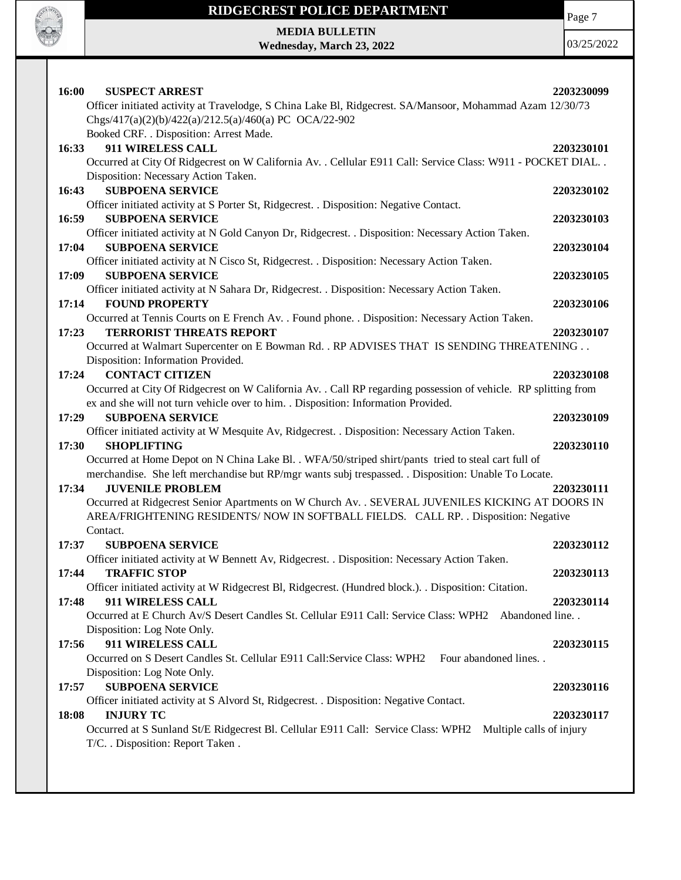**16:00 SUSPECT ARREST** **2203230099**
Officer initiated activity at Travelodge, S China Lake Bl, Ridgecrest. SA/Mansoor, Mohammad Azam 12/30/73 Chgs/417(a)(2)(b)/422(a)/212.5(a)/460(a) PC OCA/22-902
Booked CRF. . Disposition: Arrest Made.

**16:33 911 WIRELESS CALL** **2203230101**
Occurred at City Of Ridgecrest on W California Av. . Cellular E911 Call: Service Class: W911 - POCKET DIAL. . Disposition: Necessary Action Taken.

**16:43 SUBPOENA SERVICE** **2203230102**
Officer initiated activity at S Porter St, Ridgecrest. . Disposition: Negative Contact.

**16:59 SUBPOENA SERVICE** **2203230103**
Officer initiated activity at N Gold Canyon Dr, Ridgecrest. . Disposition: Necessary Action Taken.

**17:04 SUBPOENA SERVICE** **2203230104**
Officer initiated activity at N Cisco St, Ridgecrest. . Disposition: Necessary Action Taken.

**17:09 SUBPOENA SERVICE** **2203230105**
Officer initiated activity at N Sahara Dr, Ridgecrest. . Disposition: Necessary Action Taken.

**17:14 FOUND PROPERTY** **2203230106**
Occurred at Tennis Courts on E French Av. . Found phone. . Disposition: Necessary Action Taken.

**17:23 TERRORIST THREATS REPORT** **2203230107**
Occurred at Walmart Supercenter on E Bowman Rd. . RP ADVISES THAT IS SENDING THREATENING . . Disposition: Information Provided.

**17:24 CONTACT CITIZEN** **2203230108**
Occurred at City Of Ridgecrest on W California Av. . Call RP regarding possession of vehicle. RP splitting from ex and she will not turn vehicle over to him. . Disposition: Information Provided.

**17:29 SUBPOENA SERVICE** **2203230109**
Officer initiated activity at W Mesquite Av, Ridgecrest. . Disposition: Necessary Action Taken.

**17:30 SHOPLIFTING** **2203230110**
Occurred at Home Depot on N China Lake Bl. . WFA/50/striped shirt/pants tried to steal cart full of merchandise. She left merchandise but RP/mgr wants subj trespassed. . Disposition: Unable To Locate.

**17:34 JUVENILE PROBLEM** **2203230111**
Occurred at Ridgecrest Senior Apartments on W Church Av. . SEVERAL JUVENILES KICKING AT DOORS IN AREA/FRIGHTENING RESIDENTS/ NOW IN SOFTBALL FIELDS. CALL RP. . Disposition: Negative Contact.

**17:37 SUBPOENA SERVICE** **2203230112**
Officer initiated activity at W Bennett Av, Ridgecrest. . Disposition: Necessary Action Taken.

**17:44 TRAFFIC STOP** **2203230113**
Officer initiated activity at W Ridgecrest Bl, Ridgecrest. (Hundred block.). . Disposition: Citation.

**17:48 911 WIRELESS CALL** **2203230114**
Occurred at E Church Av/S Desert Candles St. Cellular E911 Call: Service Class: WPH2 Abandoned line. . Disposition: Log Note Only.

**17:56 911 WIRELESS CALL** **2203230115**
Occurred on S Desert Candles St. Cellular E911 Call:Service Class: WPH2 Four abandoned lines. . Disposition: Log Note Only.

**17:57 SUBPOENA SERVICE** **2203230116**
Officer initiated activity at S Alvord St, Ridgecrest. . Disposition: Negative Contact.

**18:08 INJURY TC** **2203230117**
Occurred at S Sunland St/E Ridgecrest Bl. Cellular E911 Call: Service Class: WPH2 Multiple calls of injury T/C. . Disposition: Report Taken .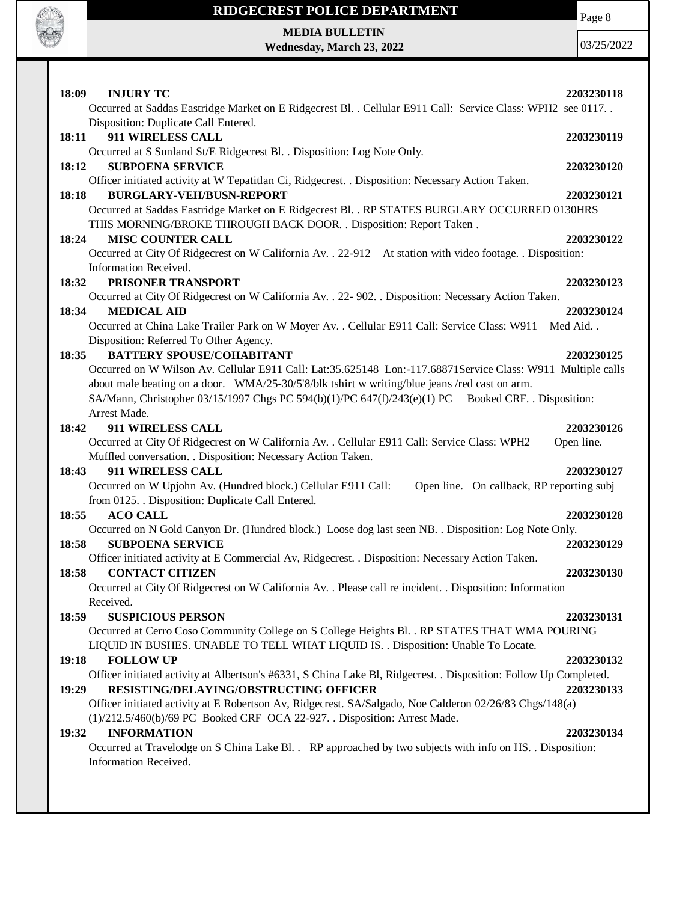**18:09 INJURY TC 2203230118**

Occurred at Saddas Eastridge Market on E Ridgecrest Bl. . Cellular E911 Call: Service Class: WPH2 see 0117. . Disposition: Duplicate Call Entered.

**18:11 911 WIRELESS CALL 2203230119**

Occurred at S Sunland St/E Ridgecrest Bl. . Disposition: Log Note Only.

**18:12 SUBPOENA SERVICE 2203230120**

Officer initiated activity at W Tepatitlan Ci, Ridgecrest. . Disposition: Necessary Action Taken.

**18:18 BURGLARY-VEH/BUSN-REPORT 2203230121**

Occurred at Saddas Eastridge Market on E Ridgecrest Bl. . RP STATES BURGLARY OCCURRED 0130HRS THIS MORNING/BROKE THROUGH BACK DOOR. . Disposition: Report Taken .

**18:24 MISC COUNTER CALL 2203230122**

Occurred at City Of Ridgecrest on W California Av. . 22-912 At station with video footage. . Disposition: Information Received.

**18:32 PRISONER TRANSPORT 2203230123**

Occurred at City Of Ridgecrest on W California Av. . 22- 902. . Disposition: Necessary Action Taken.

**18:34 MEDICAL AID 2203230124**

Occurred at China Lake Trailer Park on W Moyer Av. . Cellular E911 Call: Service Class: W911 Med Aid. . Disposition: Referred To Other Agency.

**18:35 BATTERY SPOUSE/COHABITANT 2203230125**

Occurred on W Wilson Av. Cellular E911 Call: Lat:35.625148 Lon:-117.68871Service Class: W911 Multiple calls about male beating on a door. WMA/25-30/5'8/blk tshirt w writing/blue jeans /red cast on arm. SA/Mann, Christopher 03/15/1997 Chgs PC 594(b)(1)/PC 647(f)/243(e)(1) PC Booked CRF. . Disposition: Arrest Made.

**18:42 911 WIRELESS CALL 2203230126**

Occurred at City Of Ridgecrest on W California Av. . Cellular E911 Call: Service Class: WPH2 Open line. Muffled conversation. . Disposition: Necessary Action Taken.

**18:43 911 WIRELESS CALL 2203230127**

Occurred on W Upjohn Av. (Hundred block.) Cellular E911 Call: Open line. On callback, RP reporting subj from 0125. . Disposition: Duplicate Call Entered.

**18:55 ACO CALL 2203230128**

Occurred on N Gold Canyon Dr. (Hundred block.) Loose dog last seen NB. . Disposition: Log Note Only.

**18:58 SUBPOENA SERVICE 2203230129**

Officer initiated activity at E Commercial Av, Ridgecrest. . Disposition: Necessary Action Taken.

**18:58 CONTACT CITIZEN 2203230130**

Occurred at City Of Ridgecrest on W California Av. . Please call re incident. . Disposition: Information Received.

**18:59 SUSPICIOUS PERSON 2203230131**

Occurred at Cerro Coso Community College on S College Heights Bl. . RP STATES THAT WMA POURING LIQUID IN BUSHES. UNABLE TO TELL WHAT LIQUID IS. . Disposition: Unable To Locate.

**19:18 FOLLOW UP 2203230132**

Officer initiated activity at Albertson's #6331, S China Lake Bl, Ridgecrest. . Disposition: Follow Up Completed.

**19:29 RESISTING/DELAYING/OBSTRUCTING OFFICER 2203230133**

Officer initiated activity at E Robertson Av, Ridgecrest. SA/Salgado, Noe Calderon 02/26/83 Chgs/148(a)(1)/212.5/460(b)/69 PC Booked CRF OCA 22-927. . Disposition: Arrest Made.

**19:32 INFORMATION 2203230134**

Occurred at Travelodge on S China Lake Bl. . RP approached by two subjects with info on HS. . Disposition: Information Received.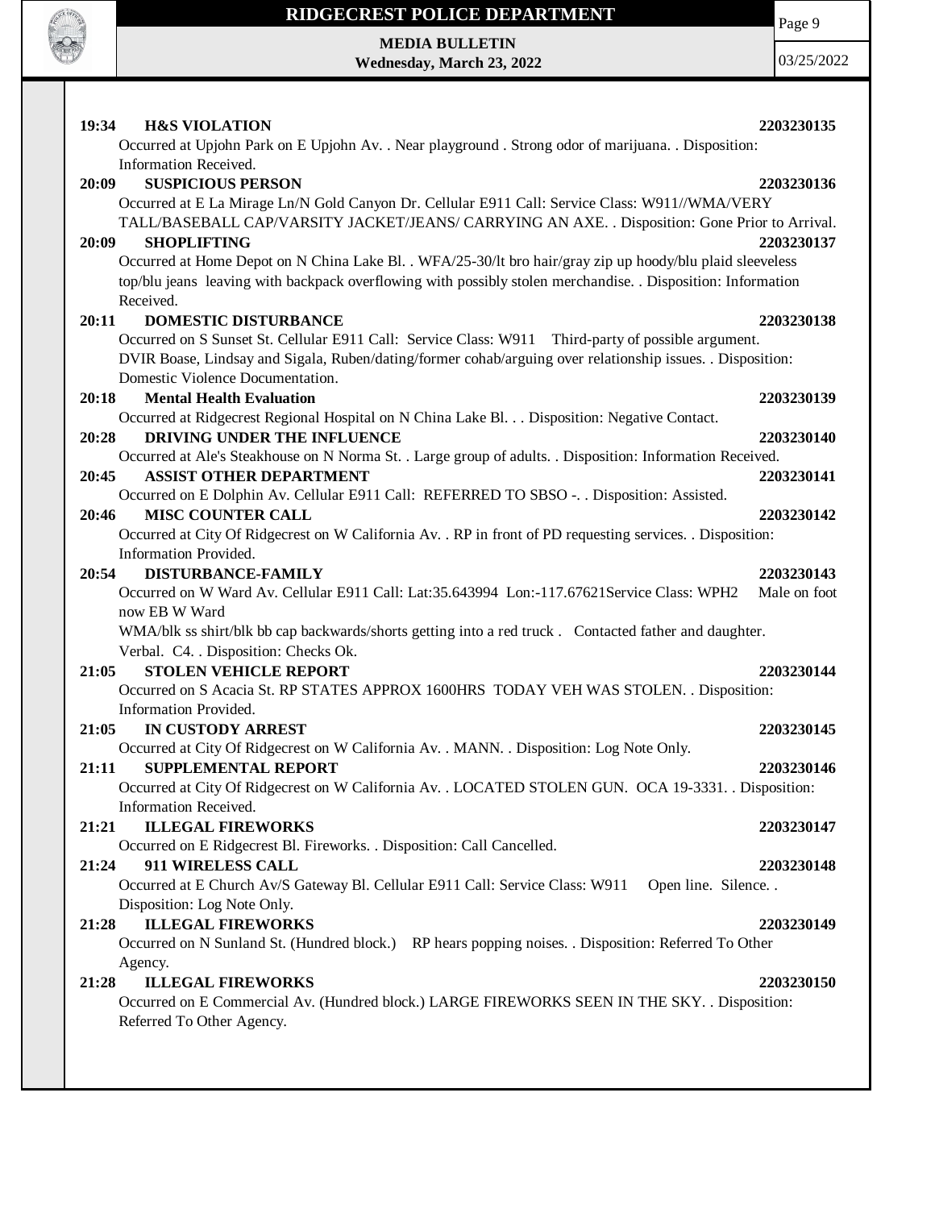**19:34 H&S VIOLATION 2203230135**

Occurred at Upjohn Park on E Upjohn Av. . Near playground . Strong odor of marijuana. . Disposition: Information Received.

**20:09 SUSPICIOUS PERSON 2203230136**

Occurred at E La Mirage Ln/N Gold Canyon Dr. Cellular E911 Call: Service Class: W911//WMA/VERY TALL/BASEBALL CAP/VARSITY JACKET/JEANS/ CARRYING AN AXE. . Disposition: Gone Prior to Arrival.

**20:09 SHOPLIFTING 2203230137**

Occurred at Home Depot on N China Lake Bl. . WFA/25-30/lt bro hair/gray zip up hoody/blu plaid sleeveless top/blu jeans leaving with backpack overflowing with possibly stolen merchandise. . Disposition: Information Received.

**20:11 DOMESTIC DISTURBANCE 2203230138**

Occurred on S Sunset St. Cellular E911 Call: Service Class: W911 Third-party of possible argument. DVIR Boase, Lindsay and Sigala, Ruben/dating/former cohab/arguing over relationship issues. . Disposition: Domestic Violence Documentation.

**20:18 Mental Health Evaluation 2203230139**

Occurred at Ridgecrest Regional Hospital on N China Lake Bl. . . Disposition: Negative Contact.

**20:28 DRIVING UNDER THE INFLUENCE 2203230140**

Occurred at Ale's Steakhouse on N Norma St. . Large group of adults. . Disposition: Information Received.

**20:45 ASSIST OTHER DEPARTMENT 2203230141**

Occurred on E Dolphin Av. Cellular E911 Call: REFERRED TO SBSO -. . Disposition: Assisted.

**20:46 MISC COUNTER CALL 2203230142**

Occurred at City Of Ridgecrest on W California Av. . RP in front of PD requesting services. . Disposition: Information Provided.

**20:54 DISTURBANCE-FAMILY 2203230143**

Occurred on W Ward Av. Cellular E911 Call: Lat:35.643994 Lon:-117.67621Service Class: WPH2 Male on foot now EB W Ward
WMA/blk ss shirt/blk bb cap backwards/shorts getting into a red truck . Contacted father and daughter. Verbal. C4. . Disposition: Checks Ok.

**21:05 STOLEN VEHICLE REPORT 2203230144**

Occurred on S Acacia St. RP STATES APPROX 1600HRS TODAY VEH WAS STOLEN. . Disposition: Information Provided.

**21:05 IN CUSTODY ARREST 2203230145**

Occurred at City Of Ridgecrest on W California Av. . MANN. . Disposition: Log Note Only.

**21:11 SUPPLEMENTAL REPORT 2203230146**

Occurred at City Of Ridgecrest on W California Av. . LOCATED STOLEN GUN. OCA 19-3331. . Disposition: Information Received.

**21:21 ILLEGAL FIREWORKS 2203230147**

Occurred on E Ridgecrest Bl. Fireworks. . Disposition: Call Cancelled.

**21:24 911 WIRELESS CALL 2203230148**

Occurred at E Church Av/S Gateway Bl. Cellular E911 Call: Service Class: W911 Open line. Silence. . Disposition: Log Note Only.

**21:28 ILLEGAL FIREWORKS 2203230149**

Occurred on N Sunland St. (Hundred block.) RP hears popping noises. . Disposition: Referred To Other Agency.

**21:28 ILLEGAL FIREWORKS 2203230150**

Occurred on E Commercial Av. (Hundred block.) LARGE FIREWORKS SEEN IN THE SKY. . Disposition: Referred To Other Agency.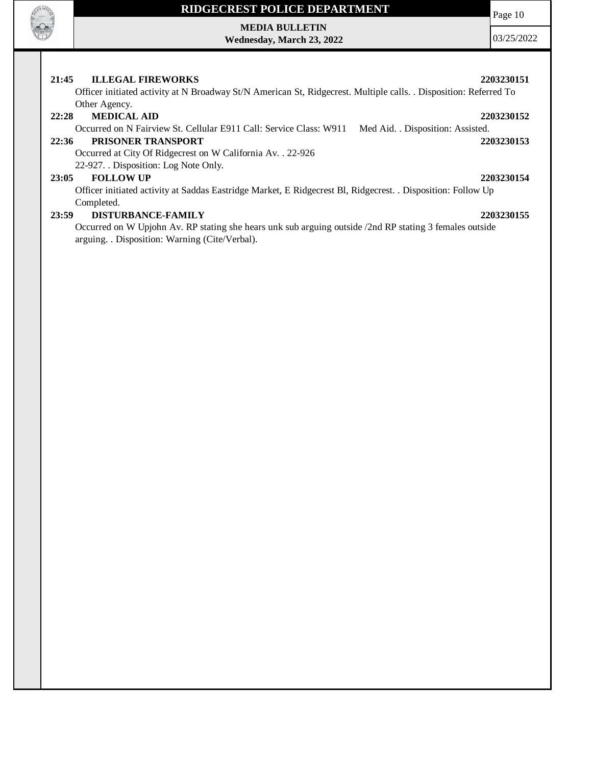**21:45 ILLEGAL FIREWORKS** **2203230151**

Officer initiated activity at N Broadway St/N American St, Ridgecrest. Multiple calls. . Disposition: Referred To Other Agency.

**22:28 MEDICAL AID** **2203230152**

Occurred on N Fairview St. Cellular E911 Call: Service Class: W911 Med Aid. . Disposition: Assisted.

**22:36 PRISONER TRANSPORT** **2203230153**

Occurred at City Of Ridgecrest on W California Av. . 22-926
22-927. . Disposition: Log Note Only.

**23:05 FOLLOW UP** **2203230154**

Officer initiated activity at Saddas Eastridge Market, E Ridgecrest Bl, Ridgecrest. . Disposition: Follow Up Completed.

**23:59 DISTURBANCE-FAMILY** **2203230155**

Occurred on W Upjohn Av. RP stating she hears unk sub arguing outside /2nd RP stating 3 females outside arguing. . Disposition: Warning (Cite/Verbal).